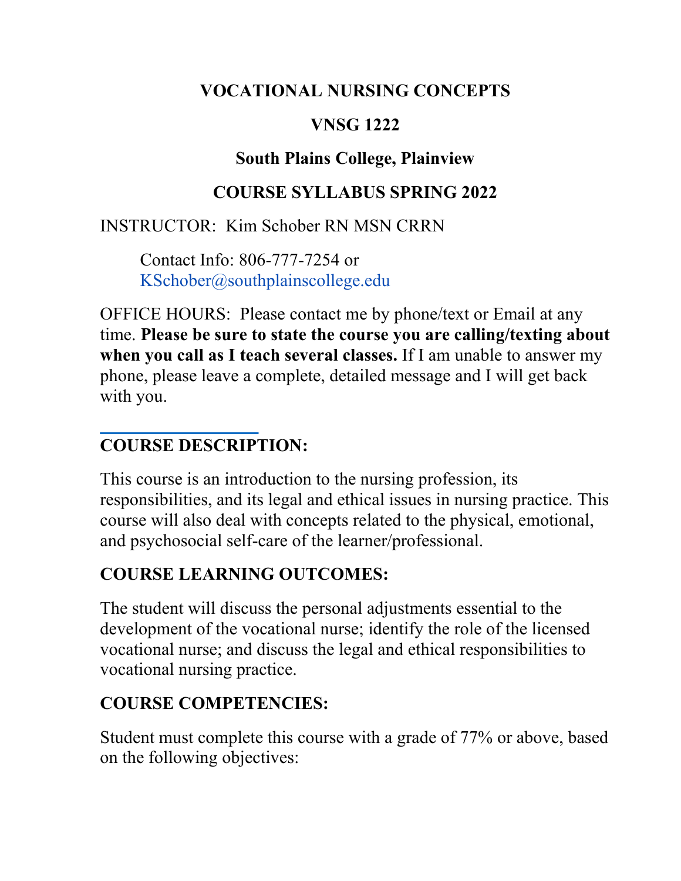# VOCATIONAL NURSING CONCEPTS

# VNSG 1222

## South Plains College, Plainview

## COURSE SYLLABUS SPRING 2022

INSTRUCTOR: Kim Schober RN MSN CRRN

Contact Info: 806-777-7254 or KSchober@southplainscollege.edu

OFFICE HOURS: Please contact me by phone/text or Email at any time. **Please be sure to state the course you are calling/texting about when you call as I teach several classes.** If I am unable to answer my phone, please leave a complete, detailed message and I will get back with you.

## COURSE DESCRIPTION:

This course is an introduction to the nursing profession, its responsibilities, and its legal and ethical issues in nursing practice. This course will also deal with concepts related to the physical, emotional, and psychosocial self-care of the learner/professional.

## COURSE LEARNING OUTCOMES:

The student will discuss the personal adjustments essential to the development of the vocational nurse; identify the role of the licensed vocational nurse; and discuss the legal and ethical responsibilities to vocational nursing practice.

## COURSE COMPETENCIES:

Student must complete this course with a grade of 77% or above, based on the following objectives: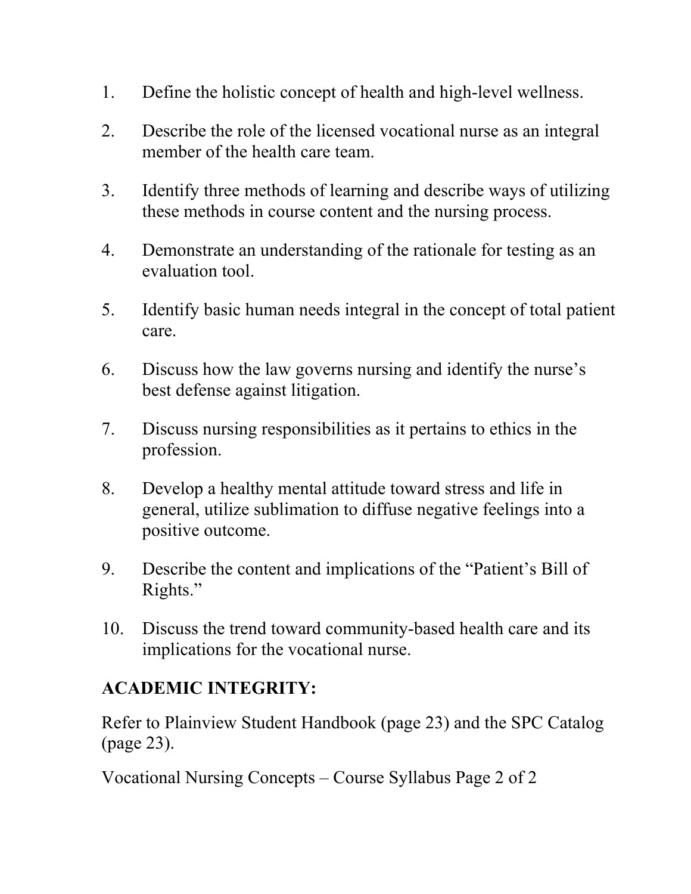1. Define the holistic concept of health and high-level wellness.
2. Describe the role of the licensed vocational nurse as an integral member of the health care team.
3. Identify three methods of learning and describe ways of utilizing these methods in course content and the nursing process.
4. Demonstrate an understanding of the rationale for testing as an evaluation tool.
5. Identify basic human needs integral in the concept of total patient care.
6. Discuss how the law governs nursing and identify the nurse's best defense against litigation.
7. Discuss nursing responsibilities as it pertains to ethics in the profession.
8. Develop a healthy mental attitude toward stress and life in general, utilize sublimation to diffuse negative feelings into a positive outcome.
9. Describe the content and implications of the "Patient's Bill of Rights."
10. Discuss the trend toward community-based health care and its implications for the vocational nurse.

**ACADEMIC INTEGRITY:**

Refer to Plainview Student Handbook (page 23) and the SPC Catalog (page 23).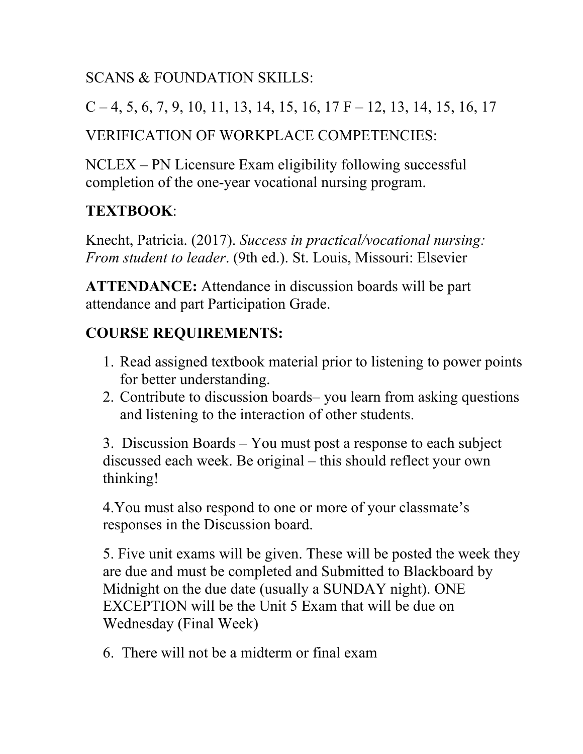SCANS & FOUNDATION SKILLS:

C – 4, 5, 6, 7, 9, 10, 11, 13, 14, 15, 16, 17 F – 12, 13, 14, 15, 16, 17

VERIFICATION OF WORKPLACE COMPETENCIES:

NCLEX – PN Licensure Exam eligibility following successful completion of the one-year vocational nursing program.

**TEXTBOOK**:

Knecht, Patricia. (2017). *Success in practical/vocational nursing: From student to leader*. (9th ed.). St. Louis, Missouri: Elsevier

**ATTENDANCE:** Attendance in discussion boards will be part attendance and part Participation Grade.

**COURSE REQUIREMENTS:**

1. Read assigned textbook material prior to listening to power points for better understanding.
2. Contribute to discussion boards– you learn from asking questions and listening to the interaction of other students.

3. Discussion Boards – You must post a response to each subject discussed each week. Be original – this should reflect your own thinking!

4. You must also respond to one or more of your classmate's responses in the Discussion board.

5. Five unit exams will be given. These will be posted the week they are due and must be completed and Submitted to Blackboard by Midnight on the due date (usually a SUNDAY night). ONE EXCEPTION will be the Unit 5 Exam that will be due on Wednesday (Final Week)

6. There will not be a midterm or final exam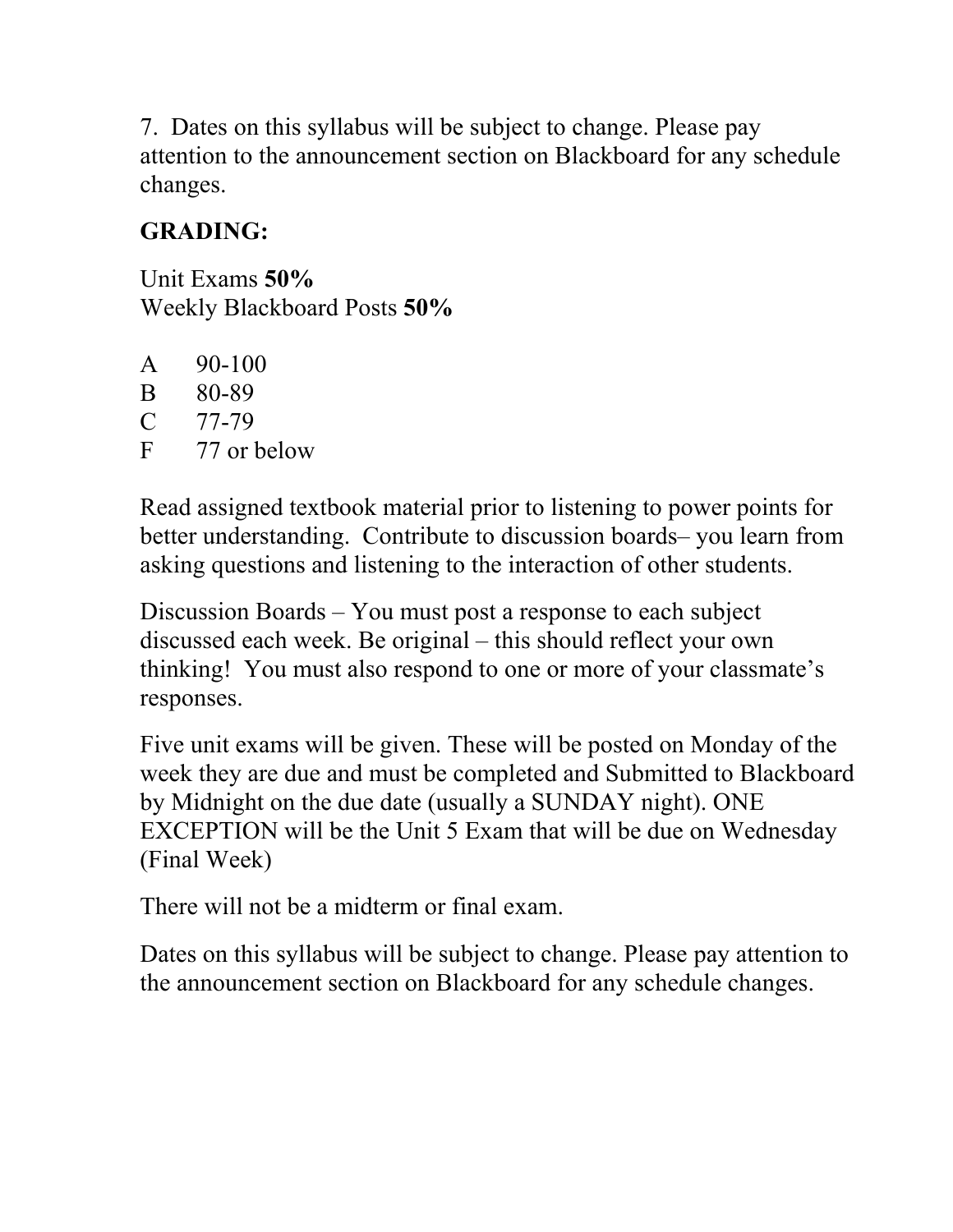7. Dates on this syllabus will be subject to change. Please pay attention to the announcement section on Blackboard for any schedule changes.

**GRADING:**

Unit Exams **50%**
Weekly Blackboard Posts **50%**

| | |
|---|---|
| A | 90-100 |
| B | 80-89 |
| C | 77-79 |
| F | 77 or below |

Read assigned textbook material prior to listening to power points for better understanding. Contribute to discussion boards– you learn from asking questions and listening to the interaction of other students.

Discussion Boards – You must post a response to each subject discussed each week. Be original – this should reflect your own thinking! You must also respond to one or more of your classmate's responses.

Five unit exams will be given. These will be posted on Monday of the week they are due and must be completed and Submitted to Blackboard by Midnight on the due date (usually a SUNDAY night). ONE EXCEPTION will be the Unit 5 Exam that will be due on Wednesday (Final Week)

There will not be a midterm or final exam.

Dates on this syllabus will be subject to change. Please pay attention to the announcement section on Blackboard for any schedule changes.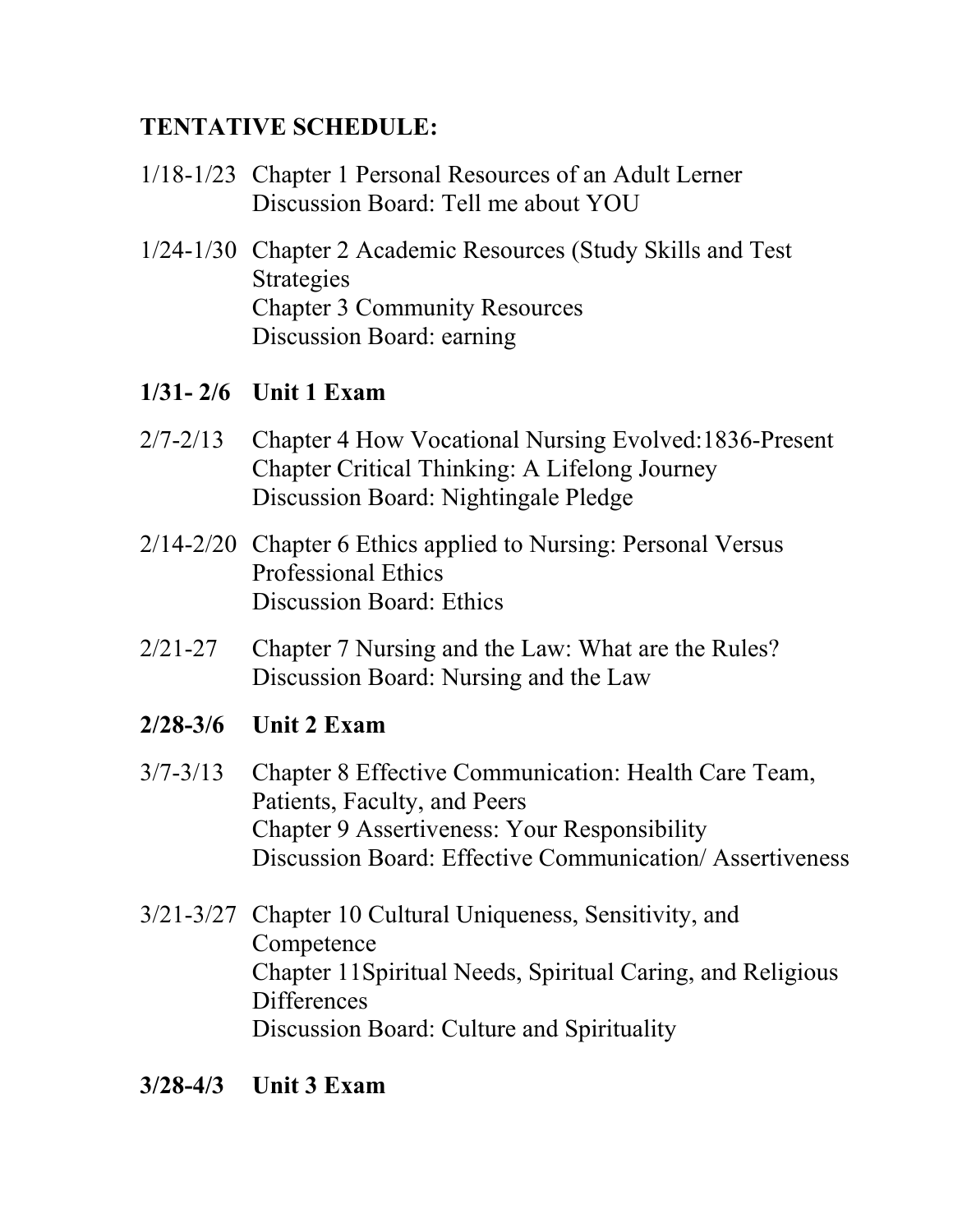**TENTATIVE SCHEDULE:**

1/18-1/23 Chapter 1 Personal Resources of an Adult Lerner
Discussion Board: Tell me about YOU

1/24-1/30 Chapter 2 Academic Resources (Study Skills and Test Strategies
Chapter 3 Community Resources
Discussion Board: earning

**1/31- 2/6 Unit 1 Exam**

2/7-2/13 Chapter 4 How Vocational Nursing Evolved:1836-Present
Chapter Critical Thinking: A Lifelong Journey
Discussion Board: Nightingale Pledge

2/14-2/20 Chapter 6 Ethics applied to Nursing: Personal Versus Professional Ethics
Discussion Board: Ethics

2/21-27 Chapter 7 Nursing and the Law: What are the Rules?
Discussion Board: Nursing and the Law

**2/28-3/6 Unit 2 Exam**

3/7-3/13 Chapter 8 Effective Communication: Health Care Team, Patients, Faculty, and Peers
Chapter 9 Assertiveness: Your Responsibility
Discussion Board: Effective Communication/ Assertiveness

3/21-3/27 Chapter 10 Cultural Uniqueness, Sensitivity, and Competence
Chapter 11Spiritual Needs, Spiritual Caring, and Religious Differences
Discussion Board: Culture and Spirituality

**3/28-4/3 Unit 3 Exam**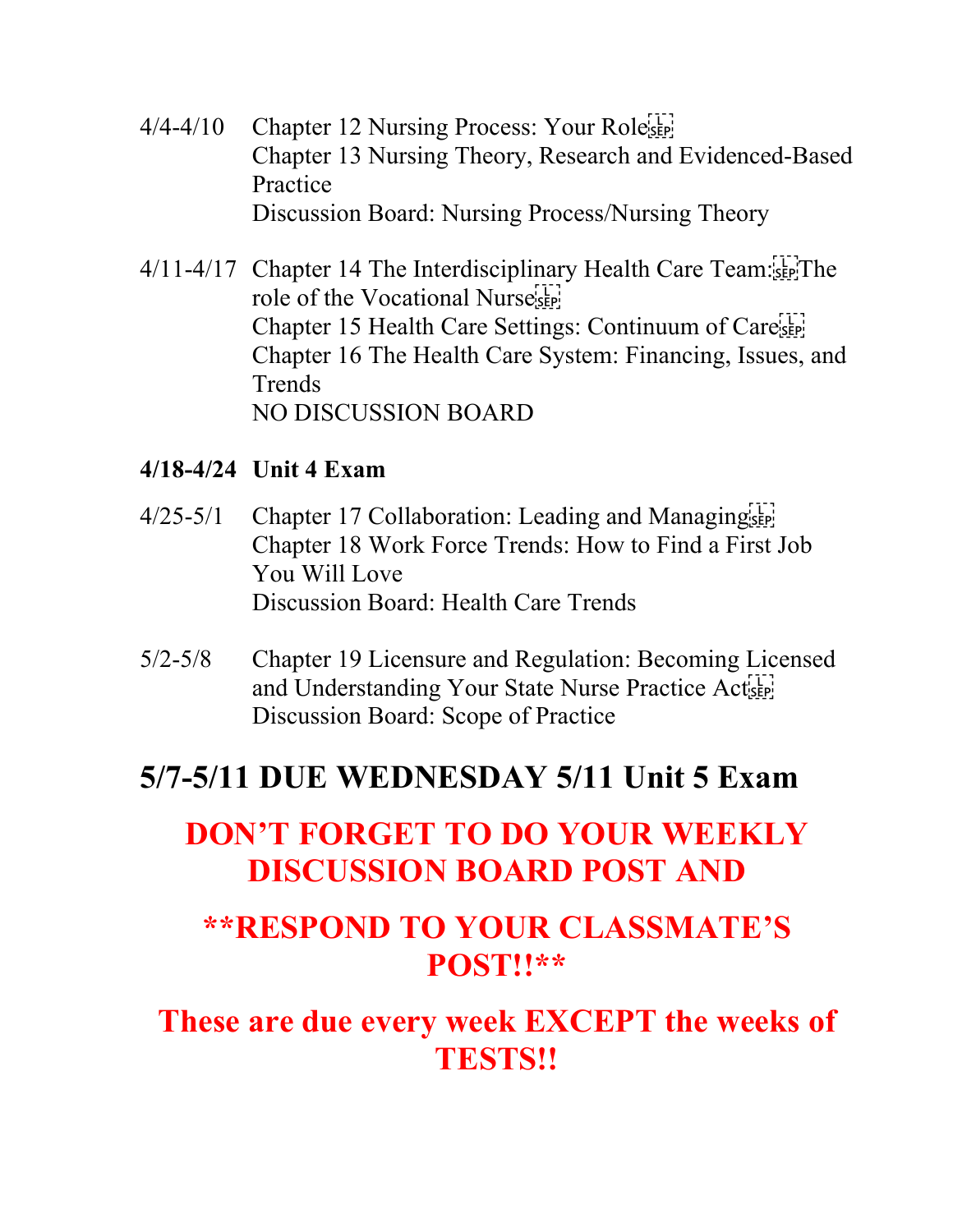4/4-4/10 Chapter 12 Nursing Process: Your Role
Chapter 13 Nursing Theory, Research and Evidenced-Based Practice
Discussion Board: Nursing Process/Nursing Theory

4/11-4/17 Chapter 14 The Interdisciplinary Health Care Team: The role of the Vocational Nurse
Chapter 15 Health Care Settings: Continuum of Care
Chapter 16 The Health Care System: Financing, Issues, and Trends
NO DISCUSSION BOARD

**4/18-4/24 Unit 4 Exam**

4/25-5/1 Chapter 17 Collaboration: Leading and Managing
Chapter 18 Work Force Trends: How to Find a First Job You Will Love
Discussion Board: Health Care Trends

5/2-5/8 Chapter 19 Licensure and Regulation: Becoming Licensed and Understanding Your State Nurse Practice Act
Discussion Board: Scope of Practice

## 5/7-5/11 DUE WEDNESDAY 5/11 Unit 5 Exam

## DON'T FORGET TO DO YOUR WEEKLY DISCUSSION BOARD POST AND

## **RESPOND TO YOUR CLASSMATE'S POST!!**

## These are due every week EXCEPT the weeks of TESTS!!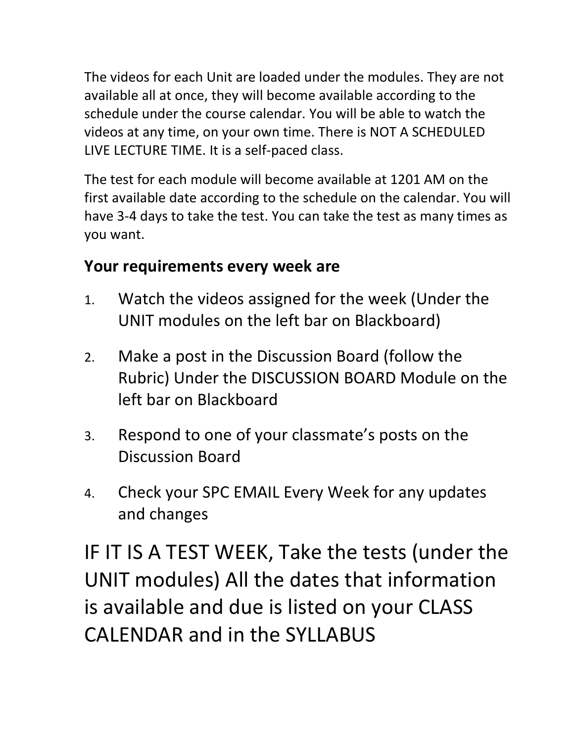The videos for each Unit are loaded under the modules. They are not available all at once, they will become available according to the schedule under the course calendar. You will be able to watch the videos at any time, on your own time. There is NOT A SCHEDULED LIVE LECTURE TIME. It is a self-paced class.

The test for each module will become available at 1201 AM on the first available date according to the schedule on the calendar. You will have 3-4 days to take the test. You can take the test as many times as you want.

**Your requirements every week are**

1. Watch the videos assigned for the week (Under the UNIT modules on the left bar on Blackboard)
2. Make a post in the Discussion Board (follow the Rubric) Under the DISCUSSION BOARD Module on the left bar on Blackboard
3. Respond to one of your classmate's posts on the Discussion Board
4. Check your SPC EMAIL Every Week for any updates and changes

IF IT IS A TEST WEEK, Take the tests (under the UNIT modules) All the dates that information is available and due is listed on your CLASS CALENDAR and in the SYLLABUS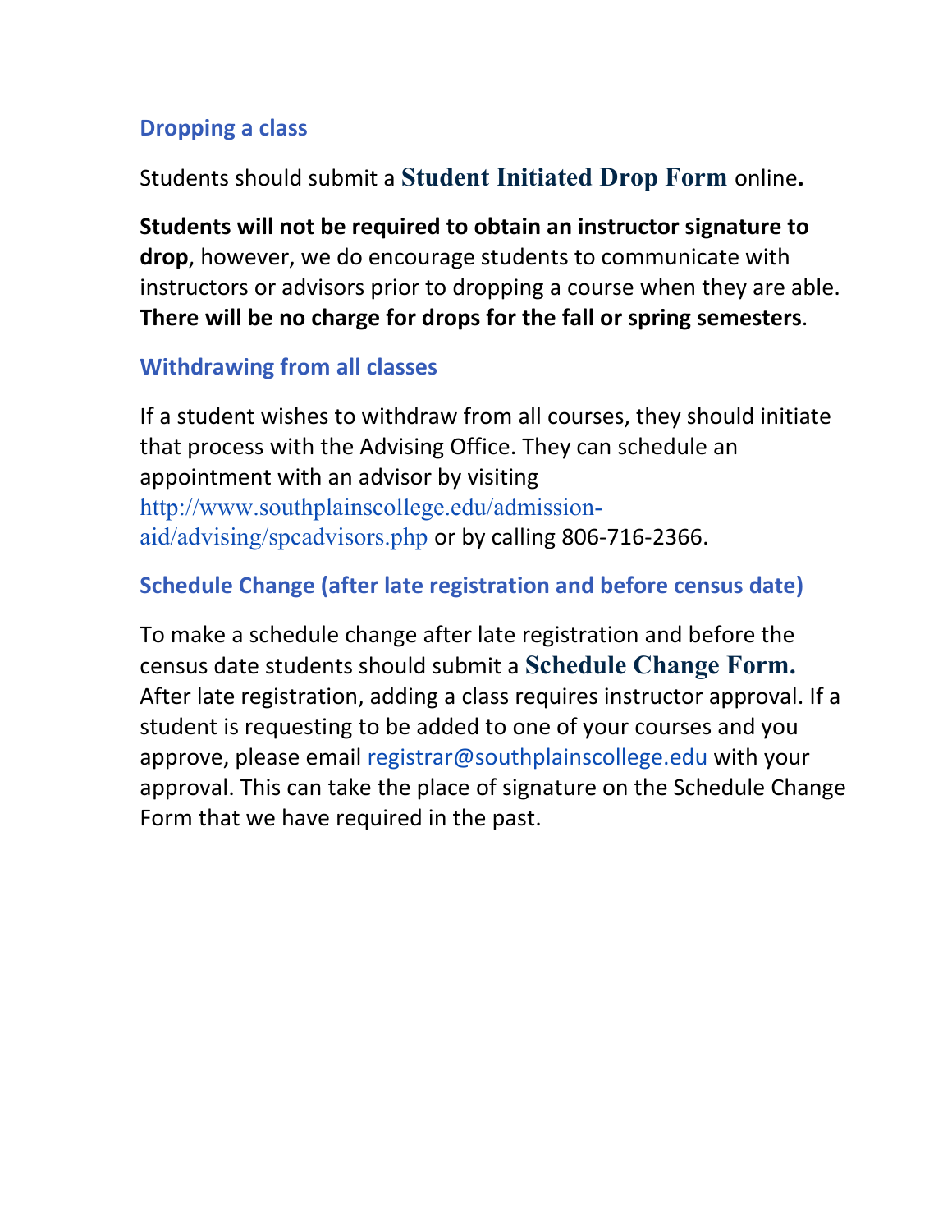### Dropping a class

Students should submit a **Student Initiated Drop Form** online**.**

**Students will not be required to obtain an instructor signature to drop**, however, we do encourage students to communicate with instructors or advisors prior to dropping a course when they are able. **There will be no charge for drops for the fall or spring semesters**.

### Withdrawing from all classes

If a student wishes to withdraw from all courses, they should initiate that process with the Advising Office. They can schedule an appointment with an advisor by visiting http://www.southplainscollege.edu/admission-aid/advising/spcadvisors.php or by calling 806-716-2366.

### Schedule Change (after late registration and before census date)

To make a schedule change after late registration and before the census date students should submit a **Schedule Change Form.** After late registration, adding a class requires instructor approval. If a student is requesting to be added to one of your courses and you approve, please email registrar@southplainscollege.edu with your approval. This can take the place of signature on the Schedule Change Form that we have required in the past.